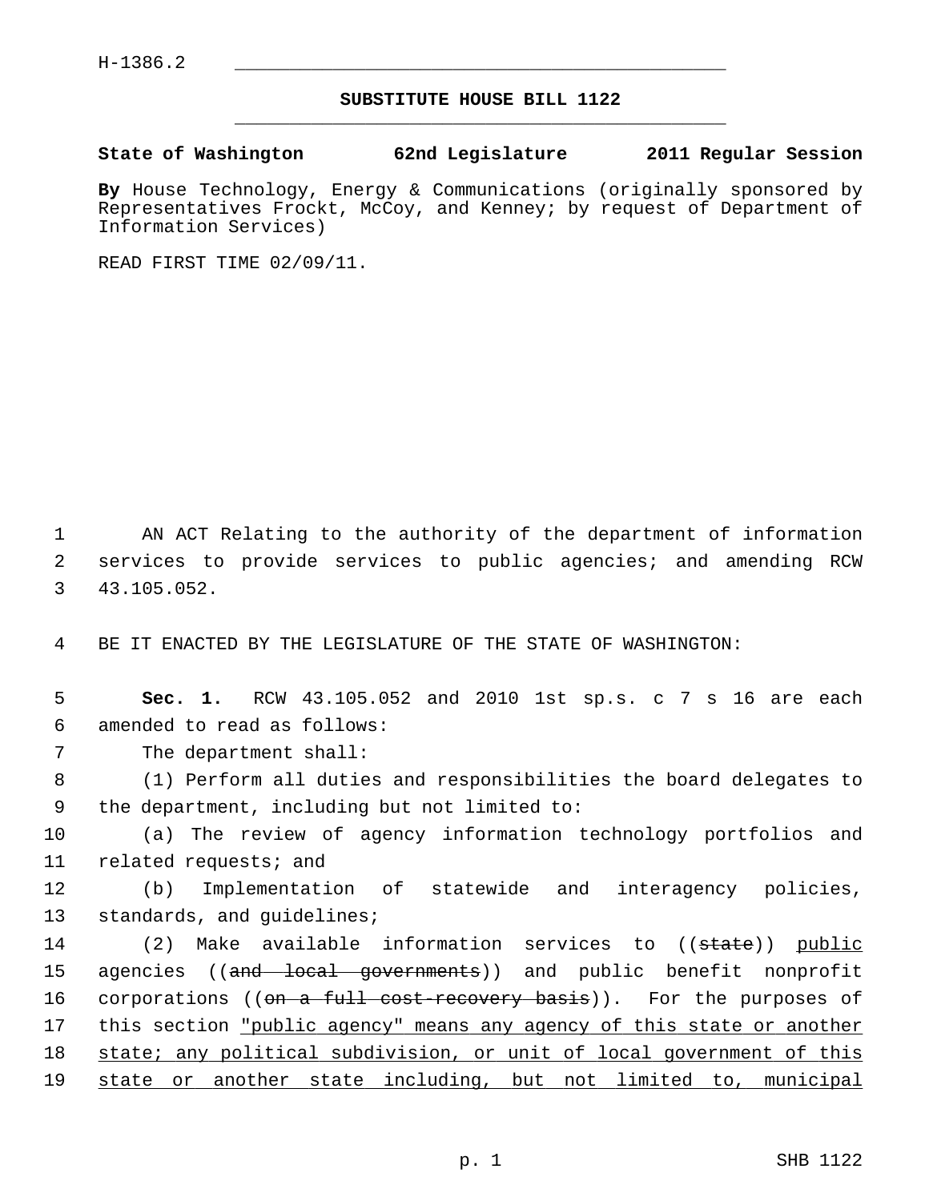H-1386.2

# SUBSTITUTE HOUSE BILL 1122

**State of Washington 62nd Legislature 2011 Regular Session**

**By** House Technology, Energy & Communications (originally sponsored by Representatives Frockt, McCoy, and Kenney; by request of Department of Information Services)

READ FIRST TIME 02/09/11.

AN ACT Relating to the authority of the department of information services to provide services to public agencies; and amending RCW 43.105.052.

BE IT ENACTED BY THE LEGISLATURE OF THE STATE OF WASHINGTON:

**Sec. 1.** RCW 43.105.052 and 2010 1st sp.s. c 7 s 16 are each amended to read as follows:

The department shall:

(1) Perform all duties and responsibilities the board delegates to the department, including but not limited to:

(a) The review of agency information technology portfolios and related requests; and

(b) Implementation of statewide and interagency policies, standards, and guidelines;

(2) Make available information services to ((~~state~~)) <u>public</u> agencies ((~~and local governments~~)) and public benefit nonprofit corporations ((~~on a full cost-recovery basis~~)). For the purposes of this section <u>"public agency" means any agency of this state or another state; any political subdivision, or unit of local government of this state or another state including, but not limited to, municipal</u>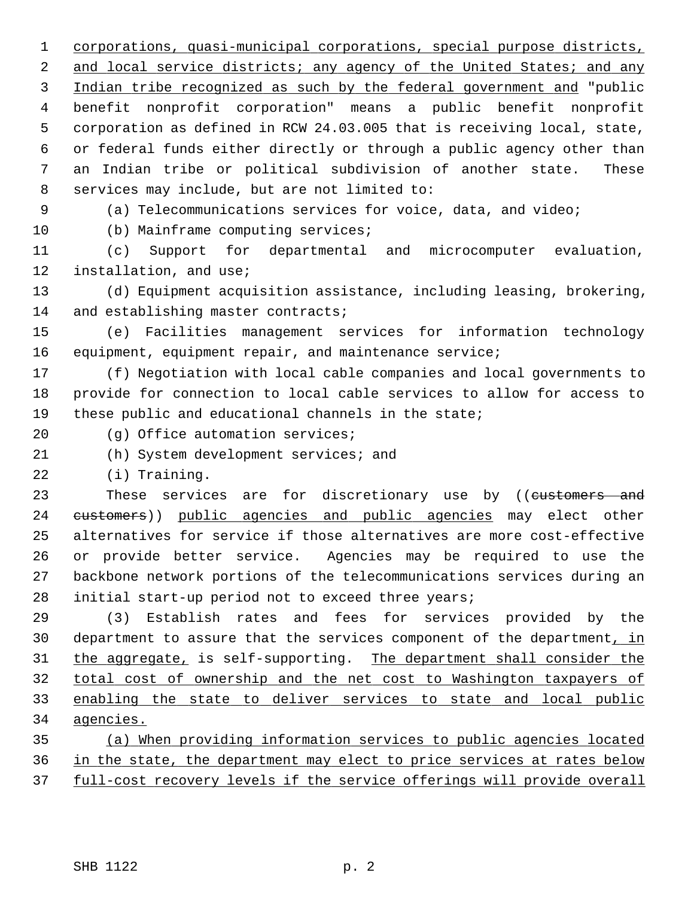corporations, quasi-municipal corporations, special purpose districts, and local service districts; any agency of the United States; and any Indian tribe recognized as such by the federal government and "public benefit nonprofit corporation" means a public benefit nonprofit corporation as defined in RCW 24.03.005 that is receiving local, state, or federal funds either directly or through a public agency other than an Indian tribe or political subdivision of another state. These services may include, but are not limited to:

(a) Telecommunications services for voice, data, and video;

(b) Mainframe computing services;

(c) Support for departmental and microcomputer evaluation, installation, and use;

(d) Equipment acquisition assistance, including leasing, brokering, and establishing master contracts;

(e) Facilities management services for information technology equipment, equipment repair, and maintenance service;

(f) Negotiation with local cable companies and local governments to provide for connection to local cable services to allow for access to these public and educational channels in the state;

(g) Office automation services;

(h) System development services; and

(i) Training.

These services are for discretionary use by ((~~customers and customers~~)) public agencies and public agencies may elect other alternatives for service if those alternatives are more cost-effective or provide better service. Agencies may be required to use the backbone network portions of the telecommunications services during an initial start-up period not to exceed three years;

(3) Establish rates and fees for services provided by the department to assure that the services component of the department, in the aggregate, is self-supporting. The department shall consider the total cost of ownership and the net cost to Washington taxpayers of enabling the state to deliver services to state and local public agencies.

(a) When providing information services to public agencies located in the state, the department may elect to price services at rates below full-cost recovery levels if the service offerings will provide overall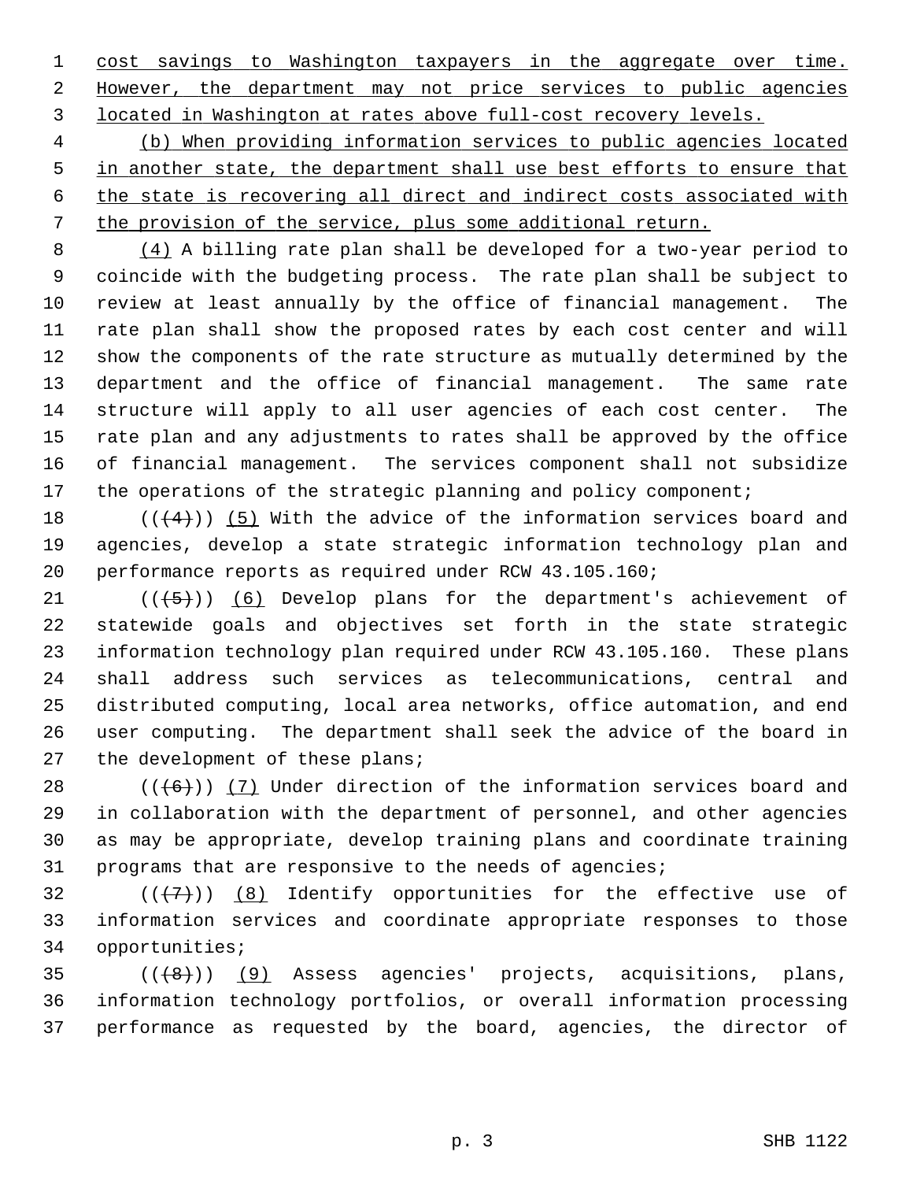cost savings to Washington taxpayers in the aggregate over time. However, the department may not price services to public agencies located in Washington at rates above full-cost recovery levels.

(b) When providing information services to public agencies located in another state, the department shall use best efforts to ensure that the state is recovering all direct and indirect costs associated with the provision of the service, plus some additional return.

(4) A billing rate plan shall be developed for a two-year period to coincide with the budgeting process. The rate plan shall be subject to review at least annually by the office of financial management. The rate plan shall show the proposed rates by each cost center and will show the components of the rate structure as mutually determined by the department and the office of financial management. The same rate structure will apply to all user agencies of each cost center. The rate plan and any adjustments to rates shall be approved by the office of financial management. The services component shall not subsidize the operations of the strategic planning and policy component;

(((4))) (5) With the advice of the information services board and agencies, develop a state strategic information technology plan and performance reports as required under RCW 43.105.160;

(((5))) (6) Develop plans for the department's achievement of statewide goals and objectives set forth in the state strategic information technology plan required under RCW 43.105.160. These plans shall address such services as telecommunications, central and distributed computing, local area networks, office automation, and end user computing. The department shall seek the advice of the board in the development of these plans;

(((6))) (7) Under direction of the information services board and in collaboration with the department of personnel, and other agencies as may be appropriate, develop training plans and coordinate training programs that are responsive to the needs of agencies;

(((7))) (8) Identify opportunities for the effective use of information services and coordinate appropriate responses to those opportunities;

(((8))) (9) Assess agencies' projects, acquisitions, plans, information technology portfolios, or overall information processing performance as requested by the board, agencies, the director of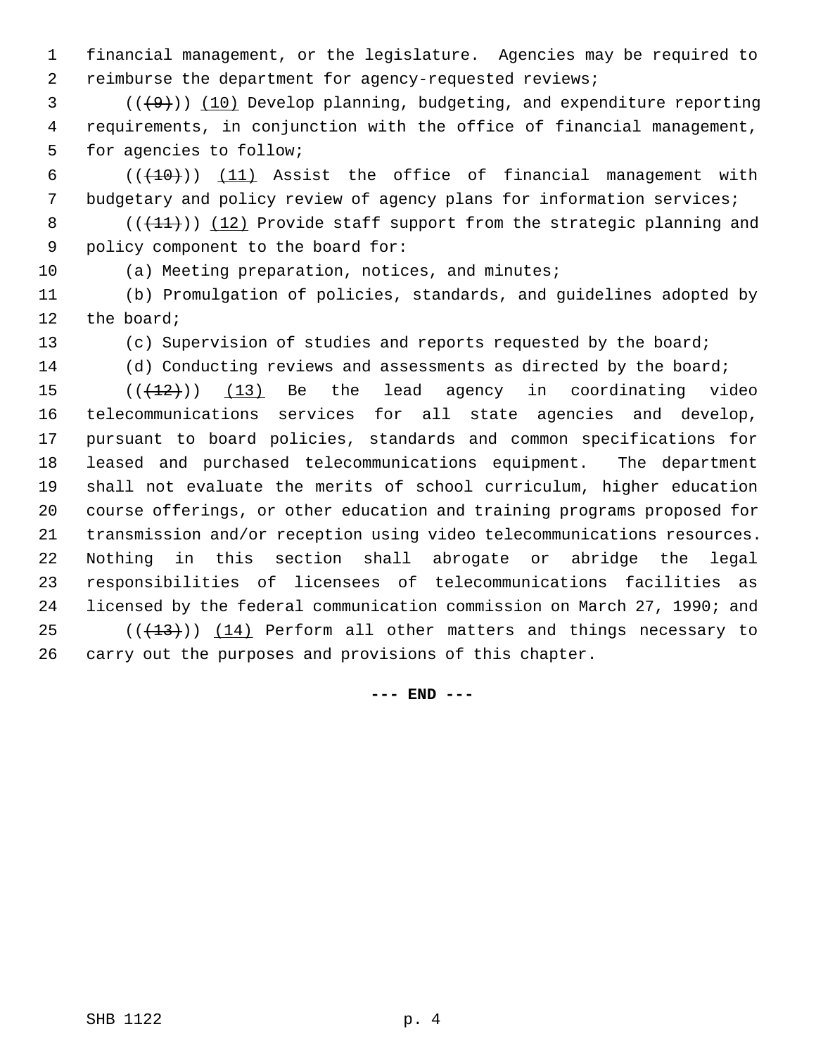financial management, or the legislature. Agencies may be required to reimburse the department for agency-requested reviews;

~~((9))~~ (10) Develop planning, budgeting, and expenditure reporting requirements, in conjunction with the office of financial management, for agencies to follow;

~~((10))~~ (11) Assist the office of financial management with budgetary and policy review of agency plans for information services;

~~((11))~~ (12) Provide staff support from the strategic planning and policy component to the board for:

(a) Meeting preparation, notices, and minutes;

(b) Promulgation of policies, standards, and guidelines adopted by the board;

(c) Supervision of studies and reports requested by the board;

(d) Conducting reviews and assessments as directed by the board;

~~((12))~~ (13) Be the lead agency in coordinating video telecommunications services for all state agencies and develop, pursuant to board policies, standards and common specifications for leased and purchased telecommunications equipment. The department shall not evaluate the merits of school curriculum, higher education course offerings, or other education and training programs proposed for transmission and/or reception using video telecommunications resources. Nothing in this section shall abrogate or abridge the legal responsibilities of licensees of telecommunications facilities as licensed by the federal communication commission on March 27, 1990; and

~~((13))~~ (14) Perform all other matters and things necessary to carry out the purposes and provisions of this chapter.

**--- END ---**